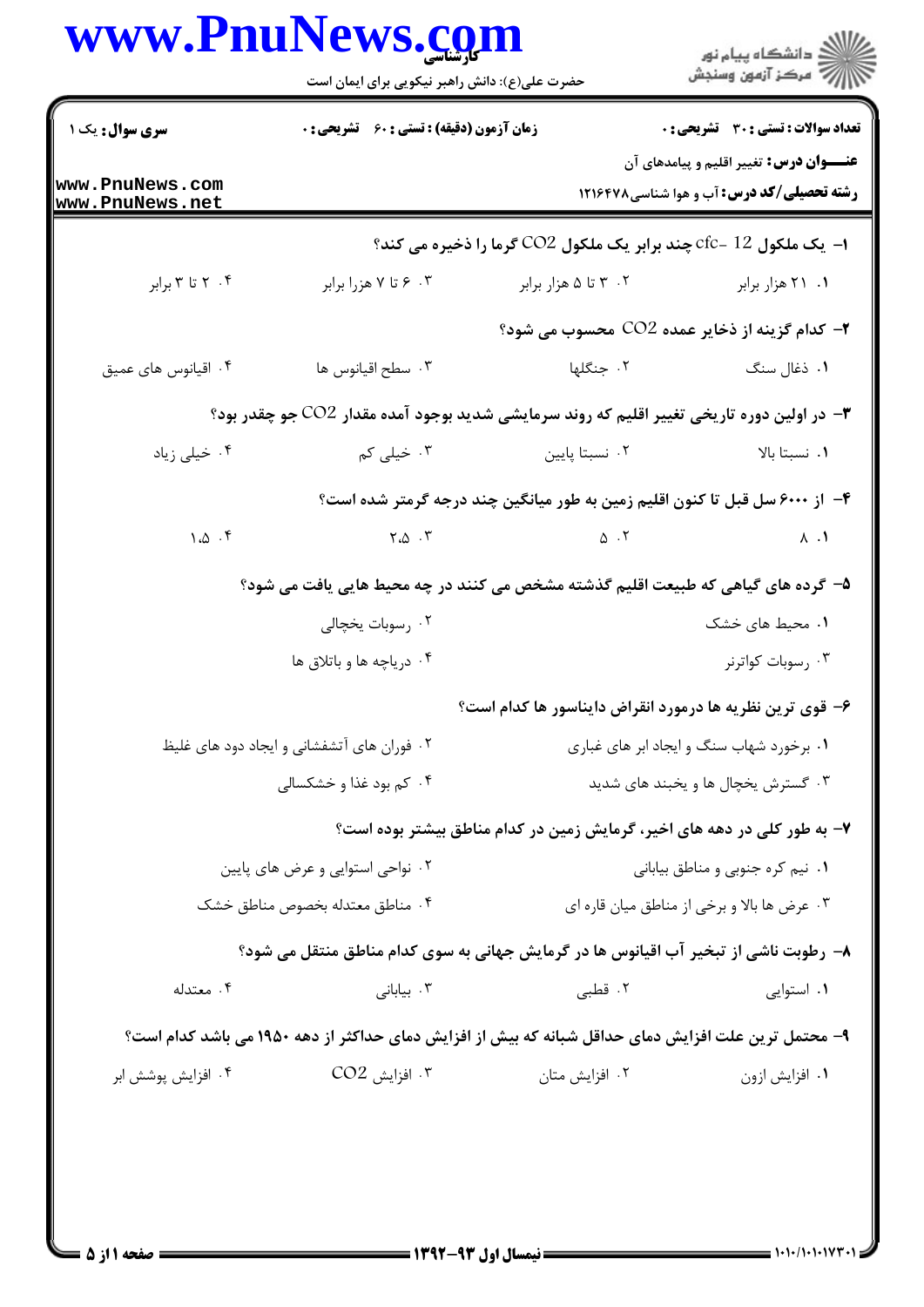**سری سوال:** یک ۱ | **زمان آزمون (دقیقه) : تستی : ۶۰ تشریحی : ۰** | **تعداد سوالات : تستی : ۳۰ تشریحی : ۰**

**عنـــوان درس:** تغییر اقلیم و پیامدهای آن

**رشته تحصیلی/کد درس:** آب و هوا شناسی ۱۲۱۶۴۷۸

۱- یک ملکول cfc- 12 چند برابر یک ملکول $CO_2$ گرما را ذخیره می کند؟

۱. ۲۱ هزار برابر
۲. ۳ تا ۵ هزار برابر
۳. ۶ تا ۷ هزرا برابر
۴. ۲ تا ۳ برابر

۲- کدام گزینه از ذخایر عمده $CO_2$ محسوب می شود؟

۱. ذغال سنگ
۲. جنگلها
۳. سطح اقیانوس ها
۴. اقیانوس های عمیق

۳- در اولین دوره تاریخی تغییر اقلیم که روند سرمایشی شدید بوجود آمده مقدار $CO_2$ جو چقدر بود؟

۱. نسبتا بالا
۲. نسبتا پایین
۳. خیلی کم
۴. خیلی زیاد

۴- از ۶۰۰۰ سل قبل تا کنون اقلیم زمین به طور میانگین چند درجه گرمتر شده است؟

۱. ۸
۲. ۵
۳. ۲.۵
۴. ۱.۵

۵- گرده های گیاهی که طبیعت اقلیم گذشته مشخص می کنند در چه محیط هایی یافت می شود؟

۱. محیط های خشک
۲. رسوبات یخچالی
۳. رسوبات کواترنر
۴. دریاچه ها و باتلاق ها

۶- قوی ترین نظریه ها درمورد انقراض دایناسور ها کدام است؟

۱. برخورد شهاب سنگ و ایجاد ابر های غباری
۲. فوران های آتشفشانی و ایجاد دود های غلیظ
۳. گسترش یخچال ها و یخبند های شدید
۴. کم بود غذا و خشکسالی

۷- به طور کلی در دهه های اخیر، گرمایش زمین در کدام مناطق بیشتر بوده است؟

۱. نیم کره جنوبی و مناطق بیابانی
۲. نواحی استوایی و عرض های پایین
۳. عرض ها بالا و برخی از مناطق میان قاره ای
۴. مناطق معتدله بخصوص مناطق خشک

۸- رطوبت ناشی از تبخیر آب اقیانوس ها در گرمایش جهانی به سوی کدام مناطق منتقل می شود؟

۱. استوایی
۲. قطبی
۳. بیابانی
۴. معتدله

۹- محتمل ترین علت افزایش دمای حداقل شبانه که بیش از افزایش دمای حداکثر از دهه ۱۹۵۰ می باشد کدام است؟

۱. افزایش ازون
۲. افزایش متان
۳. افزایش $CO_2$
۴. افزایش پوشش ابر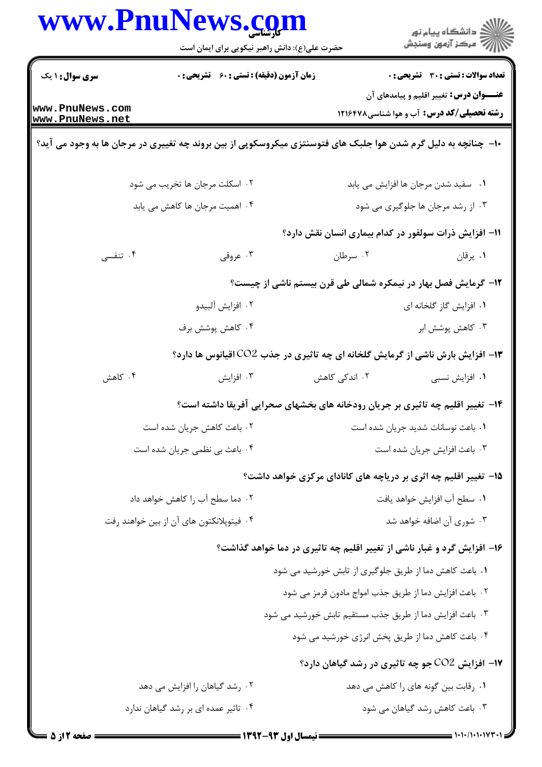۱۰- چنانچه به دلیل گرم شدن هوا جلبک های فوتسنتزی میکروسکوپی از بین بروند چه تغییری در مرجان ها به وجود می آید؟

۱. سفید شدن مرجان ها افزایش می یابد

۲. اسکلت مرجان ها تخریب می شود

۳. از رشد مرجان ها جلوگیری می شود

۴. اهمیت مرجان ها کاهش می یابد

۱۱- افزایش ذرات سولفور در کدام بیماری انسان نقش دارد؟

۱. یرقان

۲. سرطان

۳. عروقی

۴. تنفسی

۱۲- گرمایش فصل بهار در نیمکره شمالی طی قرن بیستم ناشی از چیست؟

۱. افزایش گاز گلخانه ای

۲. افزایش آلبیدو

۳. کاهش پوشش ابر

۴. کاهش پوشش برف

۱۳- افزایش بارش ناشی از گرمایش گلخانه ای چه تاثیری در جذب $CO_2$ اقیانوس ها دارد؟

۱. افزایش نسبی

۲. اندکی کاهش

۳. افزایش

۴. کاهش

۱۴- تغییر اقلیم چه تاثیری بر جریان رودخانه های بخشهای صحرایی آفریقا داشته است؟

۱. باعث نوسانات شدید جریان شده است

۲. باعث کاهش جریان شده است

۳. باعث افزایش جریان شده است

۴. باعث بی نظمی جریان شده است

۱۵- تغییر اقلیم چه اثری بر دریاچه های کانادای مرکزی خواهد داشت؟

۱. سطح آب افزایش خواهد یافت

۲. دما سطح آب را کاهش خواهد داد

۳. شوری آن اضافه خواهد شد

۴. فیتوپلانکتون های آن از بین خواهند رفت

۱۶- افزایش گرد و غبار ناشی از تغییر اقلیم چه تاثیری در دما خواهد گذاشت؟

۱. باعث کاهش دما از طریق جلوگیری از تابش خورشید می شود

۲. باعث افزایش دما از طریق جذب امواج مادون قرمز می شود

۳. باعث افزایش دما از طریق جذب مستقیم تابش خورشید می شود

۴. باعث کاهش دما از طریق پخش انرژی خورشید می شود

۱۷- افزایش $CO_2$ جو چه تاثیری در رشد گیاهان دارد؟

۱. رقابت بین گونه های را کاهش می دهد

۲. رشد گیاهان را افزایش می دهد

۳. باعث کاهش رشد گیاهان می شود

۴. تاثیر عمده ای بر رشد گیاهان ندارد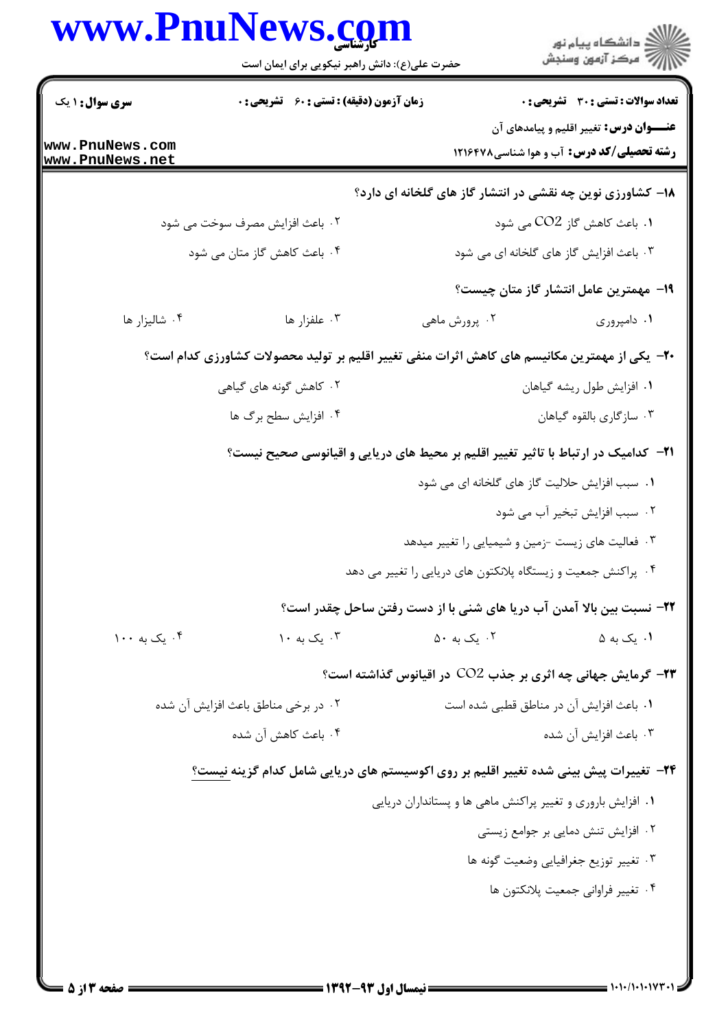**سری سوال:** ۱ یک

**زمان آزمون (دقیقه) : تستی : ۶۰ تشریحی : ۰**

**تعداد سوالات : تستی : ۳۰ تشریحی : ۰**

**عنـــوان درس:** تغییر اقلیم و پیامدهای آن

**رشته تحصیلی/کد درس:** آب و هوا شناسی۱۲۱۶۴۷۸

**۱۸- کشاورزی نوین چه نقشی در انتشار گاز های گلخانه ای دارد؟**

۱. باعث کاهش گاز $CO_2$ می شود

۲. باعث افزایش مصرف سوخت می شود

۳. باعث افزایش گاز های گلخانه ای می شود

۴. باعث کاهش گاز متان می شود

**۱۹- مهمترین عامل انتشار گاز متان چیست؟**

۱. دامپروری

۲. پرورش ماهی

۳. علفزار ها

۴. شالیزار ها

**۲۰- یکی از مهمترین مکانیسم های کاهش اثرات منفی تغییر اقلیم بر تولید محصولات کشاورزی کدام است؟**

۱. افزایش طول ریشه گیاهان

۲. کاهش گونه های گیاهی

۳. سازگاری بالقوه گیاهان

۴. افزایش سطح برگ ها

**۲۱- کدامیک در ارتباط با تاثیر تغییر اقلیم بر محیط های دریایی و اقیانوسی صحیح نیست؟**

۱. سبب افزایش حلالیت گاز های گلخانه ای می شود

۲. سبب افزایش تبخیر آب می شود

۳. فعالیت های زیست -زمین و شیمیایی را تغییر میدهد

۴. پراکنش جمعیت و زیستگاه پلانکتون های دریایی را تغییر می دهد

**۲۲- نسبت بین بالا آمدن آب دریا های شنی با از دست رفتن ساحل چقدر است؟**

۱. یک به ۵

۲. یک به ۵۰

۳. یک به ۱۰

۴. یک به ۱۰۰

**۲۳- گرمایش جهانی چه اثری بر جذب $CO_2$ در اقیانوس گذاشته است؟**

۱. باعث افزایش آن در مناطق قطبی شده است

۲. در برخی مناطق باعث افزایش آن شده

۳. باعث افزایش آن شده

۴. باعث کاهش آن شده

**۲۴- تغییرات پیش بینی شده تغییر اقلیم بر روی اکوسیستم های دریایی شامل کدام گزینه نیست؟**

۱. افزایش باروری و تغییر پراکنش ماهی ها و پستانداران دریایی

۲. افزایش تنش دمایی بر جوامع زیستی

۳. تغییر توزیع جغرافیایی وضعیت گونه ها

۴. تغییر فراوانی جمعیت پلانکتون ها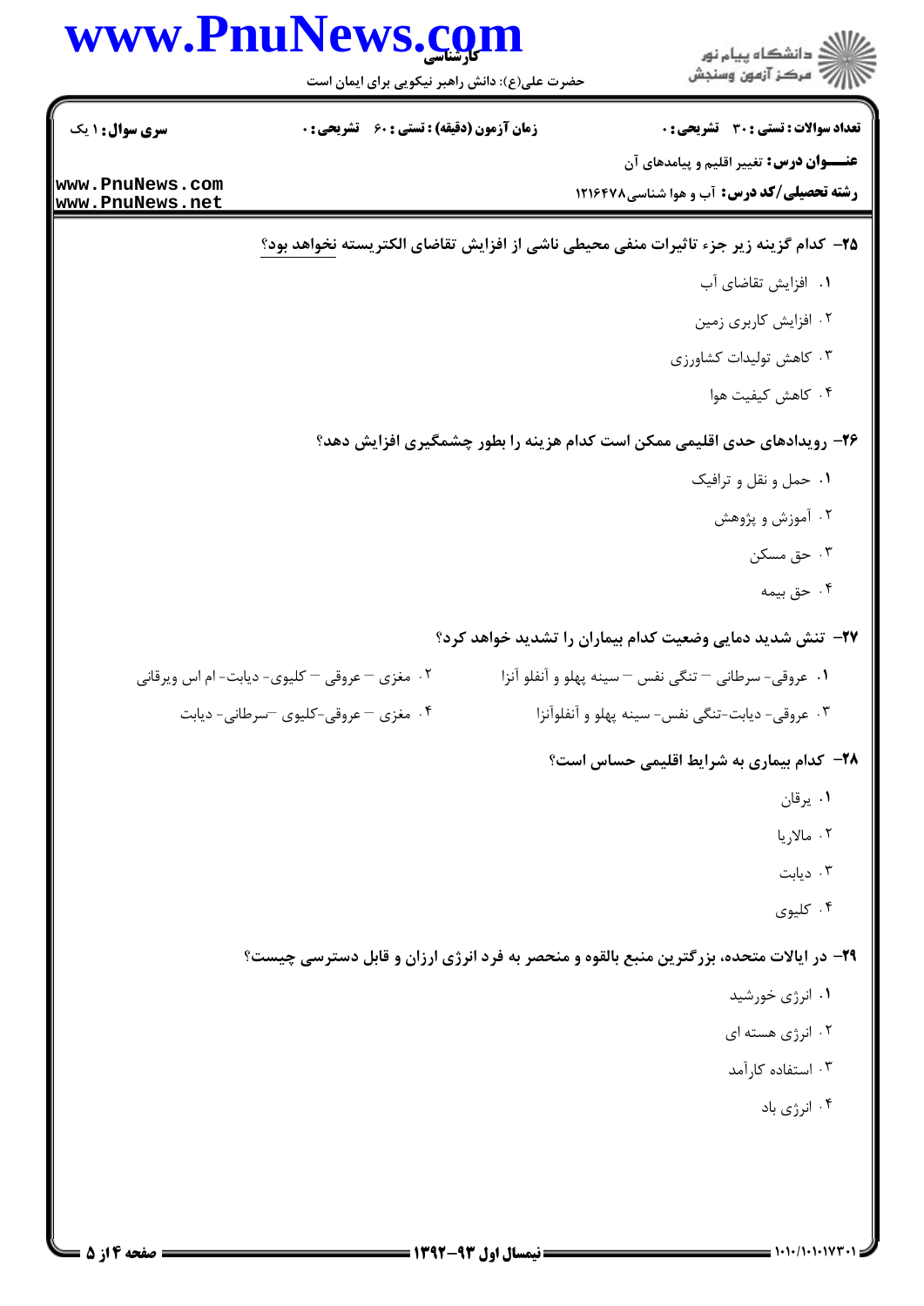**۲۵- کدام گزینه زیر جزء تاثیرات منفی محیطی ناشی از افزایش تقاضای الکتریسته نخواهد بود؟**

۱. افزایش تقاضای آب

۲. افزایش کاربری زمین

۳. کاهش تولیدات کشاورزی

۴. کاهش کیفیت هوا

**۲۶- رویدادهای حدی اقلیمی ممکن است کدام هزینه را بطور چشمگیری افزایش دهد؟**

۱. حمل و نقل و ترافیک

۲. آموزش و پژوهش

۳. حق مسکن

۴. حق بیمه

**۲۷- تنش شدید دمایی وضعیت کدام بیماران را تشدید خواهد کرد؟**

۱. عروقی- سرطانی – تنگی نفس – سینه پهلو و آنفلو آنزا

۲. مغزی – عروقی – کلیوی- دیابت- ام اس ویرقانی

۳. عروقی- دیابت-تنگی نفس- سینه پهلو و آنفلوآنزا

۴. مغزی – عروقی-کلیوی –سرطانی- دیابت

**۲۸- کدام بیماری به شرایط اقلیمی حساس است؟**

۱. یرقان

۲. مالاریا

۳. دیابت

۴. کلیوی

**۲۹- در ایالات متحده، بزرگترین منبع بالقوه و منحصر به فرد انرژی ارزان و قابل دسترسی چیست؟**

۱. انرژی خورشید

۲. انرژی هسته ای

۳. استفاده کارآمد

۴. انرژی باد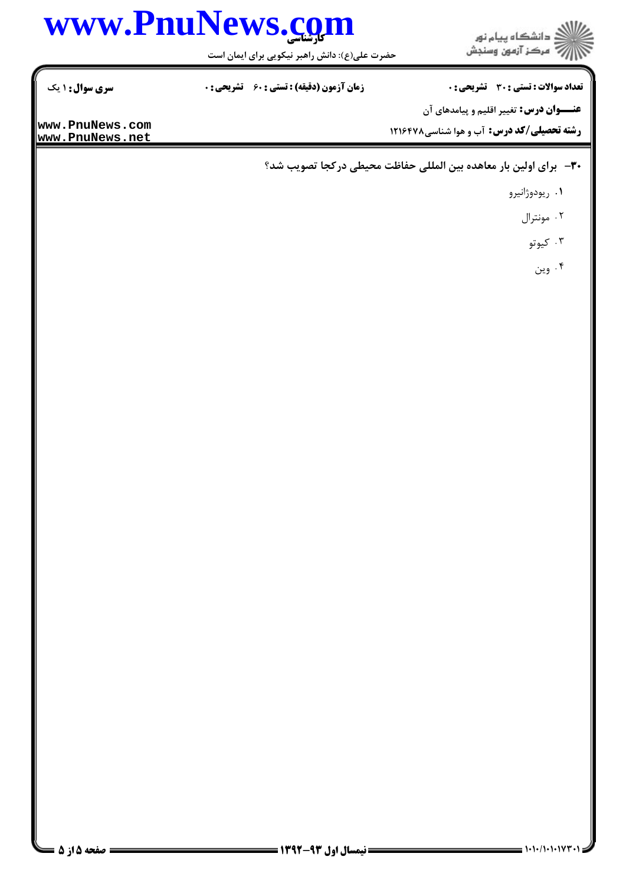۳۰- برای اولین بار معاهده بین المللی حفاظت محیطی درکجا تصویب شد؟

۱. ریودوژانیرو

۲. مونترال

۳. کیوتو

۴. وین